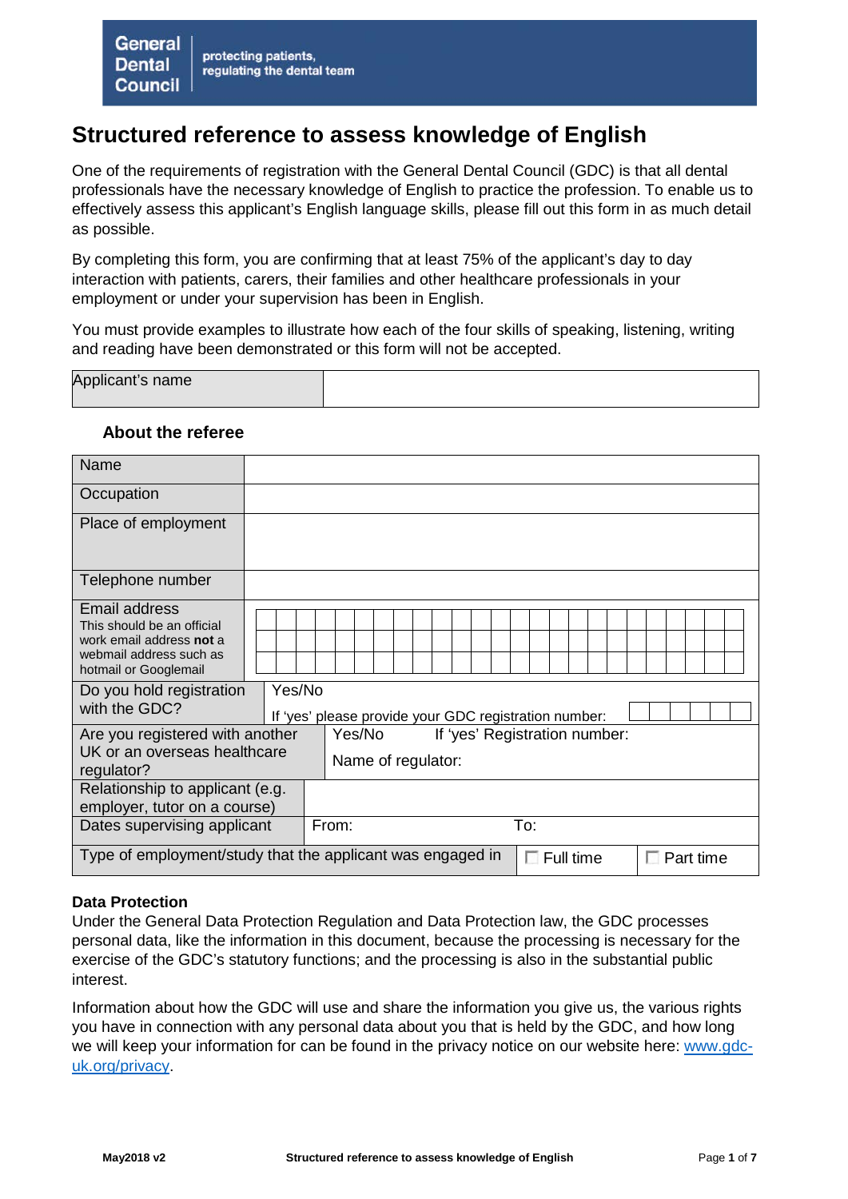General Dental Council | protecting patients, regulating the dental team

# Structured reference to assess knowledge of English

One of the requirements of registration with the General Dental Council (GDC) is that all dental professionals have the necessary knowledge of English to practice the profession. To enable us to effectively assess this applicant's English language skills, please fill out this form in as much detail as possible.

By completing this form, you are confirming that at least 75% of the applicant's day to day interaction with patients, carers, their families and other healthcare professionals in your employment or under your supervision has been in English.

You must provide examples to illustrate how each of the four skills of speaking, listening, writing and reading have been demonstrated or this form will not be accepted.

| | |
|---|---|
| Applicant's name | |

### About the referee

| | | | |
|---|---|---|---|
| Name | | | |
| Occupation | | | |
| Place of employment | | | |
| Telephone number | | | |
| Email address<br>This should be an official work email address **not** a webmail address such as hotmail or Googlemail | | | |
| Do you hold registration with the GDC? | Yes/No<br>If 'yes' please provide your GDC registration number: | | |
| Are you registered with another UK or an overseas healthcare regulator? | Yes/No &nbsp;&nbsp; If 'yes' Registration number:<br>Name of regulator: | | |
| Relationship to applicant (e.g. employer, tutor on a course) | | | |
| Dates supervising applicant | From: | To: | |
| Type of employment/study that the applicant was engaged in | ☐ Full time | ☐ Part time | |

**Data Protection**

Under the General Data Protection Regulation and Data Protection law, the GDC processes personal data, like the information in this document, because the processing is necessary for the exercise of the GDC's statutory functions; and the processing is also in the substantial public interest.

Information about how the GDC will use and share the information you give us, the various rights you have in connection with any personal data about you that is held by the GDC, and how long we will keep your information for can be found in the privacy notice on our website here: www.gdc-uk.org/privacy.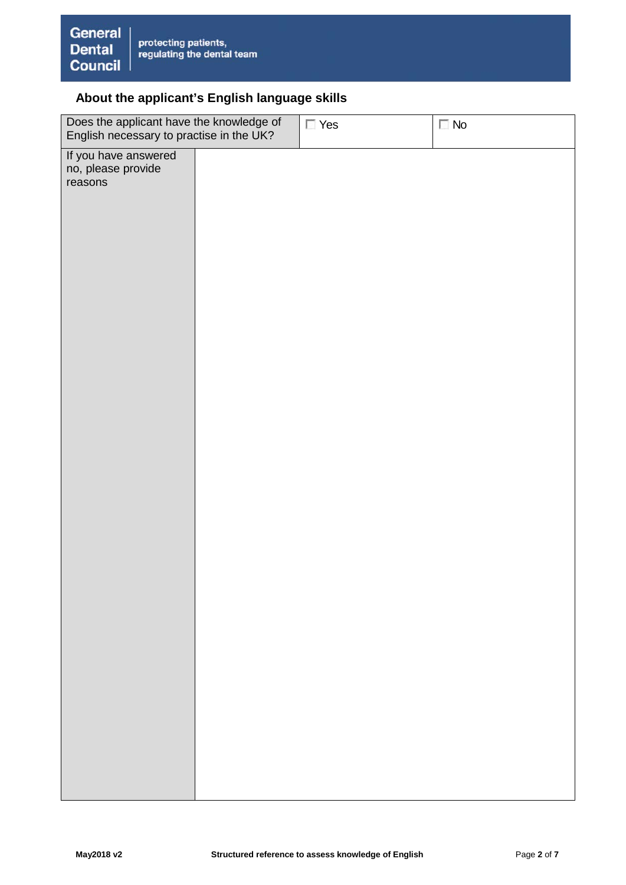## About the applicant's English language skills

| | | |
|---|---|---|
| Does the applicant have the knowledge of English necessary to practise in the UK? | ☐ Yes | ☐ No |
| If you have answered no, please provide reasons | | |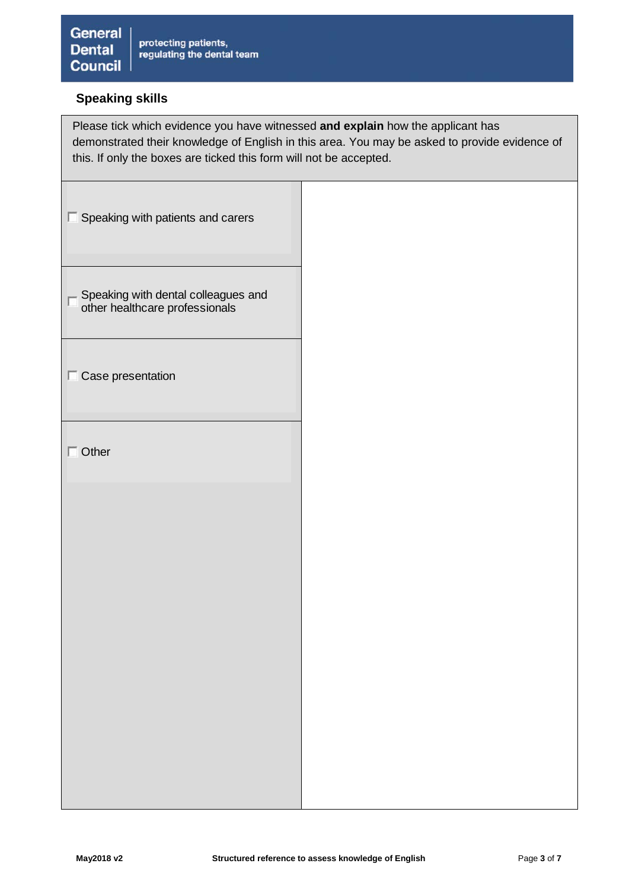## Speaking skills

| Please tick which evidence you have witnessed **and explain** how the applicant has demonstrated their knowledge of English in this area. You may be asked to provide evidence of this. If only the boxes are ticked this form will not be accepted. | |
|---|---|
| ☐ Speaking with patients and carers | |
| ☐ Speaking with dental colleagues and other healthcare professionals | |
| ☐ Case presentation | |
| ☐ Other | |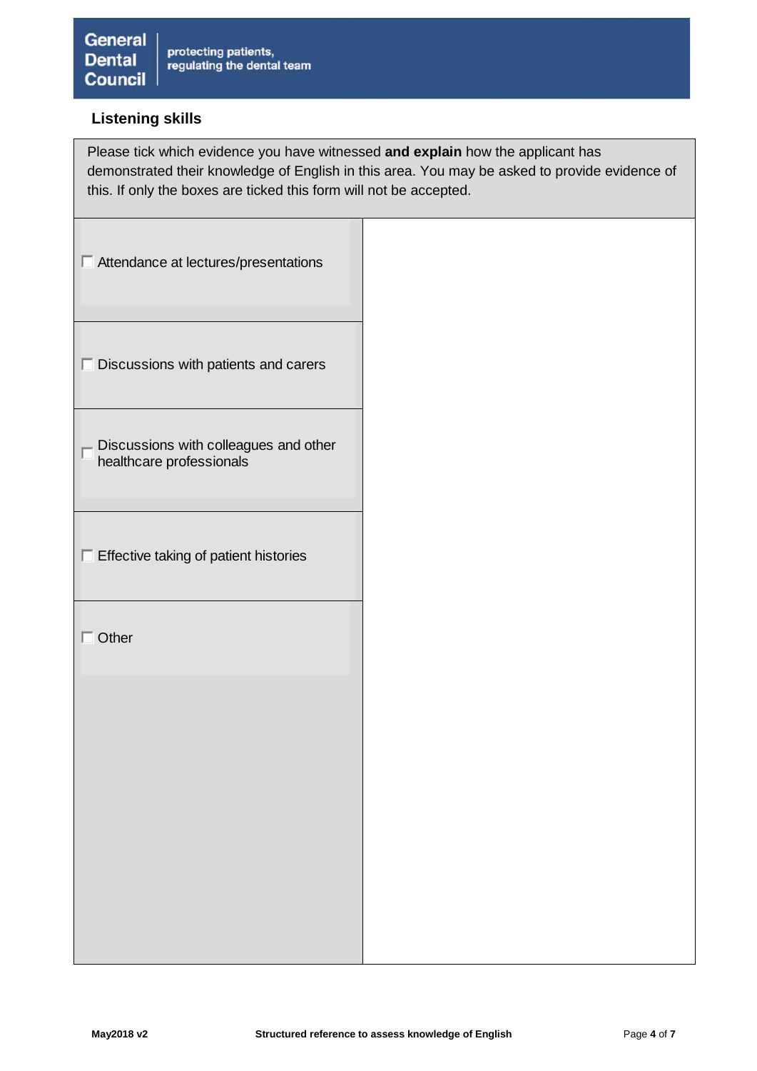## Listening skills

| Please tick which evidence you have witnessed **and explain** how the applicant has demonstrated their knowledge of English in this area. You may be asked to provide evidence of this. If only the boxes are ticked this form will not be accepted. | |
|---|---|
| ☐ Attendance at lectures/presentations | |
| ☐ Discussions with patients and carers | |
| ☐ Discussions with colleagues and other healthcare professionals | |
| ☐ Effective taking of patient histories | |
| ☐ Other | |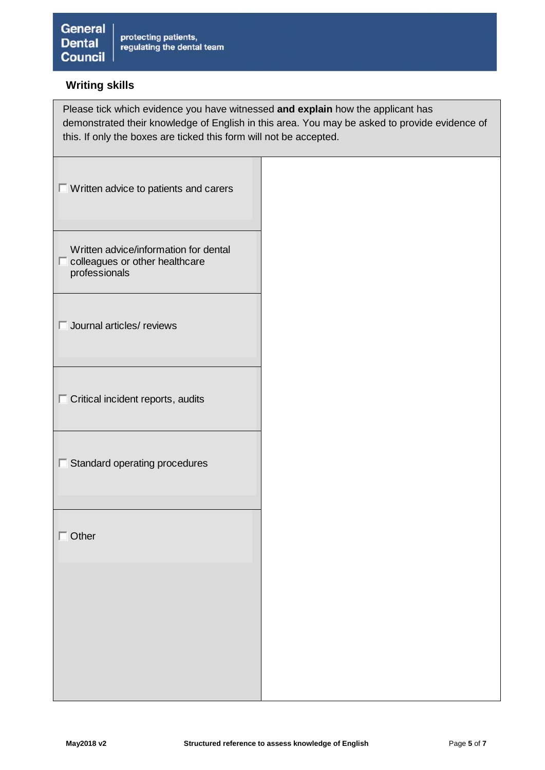## Writing skills

| Please tick which evidence you have witnessed **and explain** how the applicant has demonstrated their knowledge of English in this area. You may be asked to provide evidence of this. If only the boxes are ticked this form will not be accepted. | |
|---|---|
| ☐ Written advice to patients and carers | |
| ☐ Written advice/information for dental colleagues or other healthcare professionals | |
| ☐ Journal articles/ reviews | |
| ☐ Critical incident reports, audits | |
| ☐ Standard operating procedures | |
| ☐ Other | |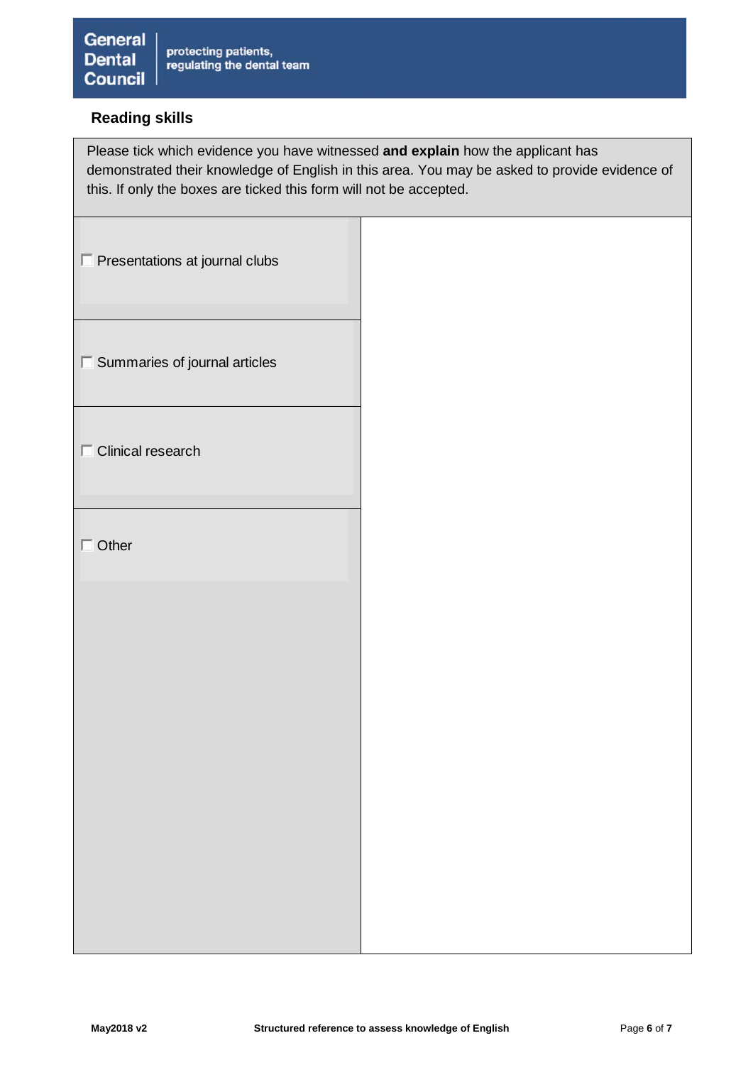## Reading skills

Please tick which evidence you have witnessed **and explain** how the applicant has demonstrated their knowledge of English in this area. You may be asked to provide evidence of this. If only the boxes are ticked this form will not be accepted.

| | |
|---|---|
| ☐ Presentations at journal clubs | |
| ☐ Summaries of journal articles | |
| ☐ Clinical research | |
| ☐ Other | |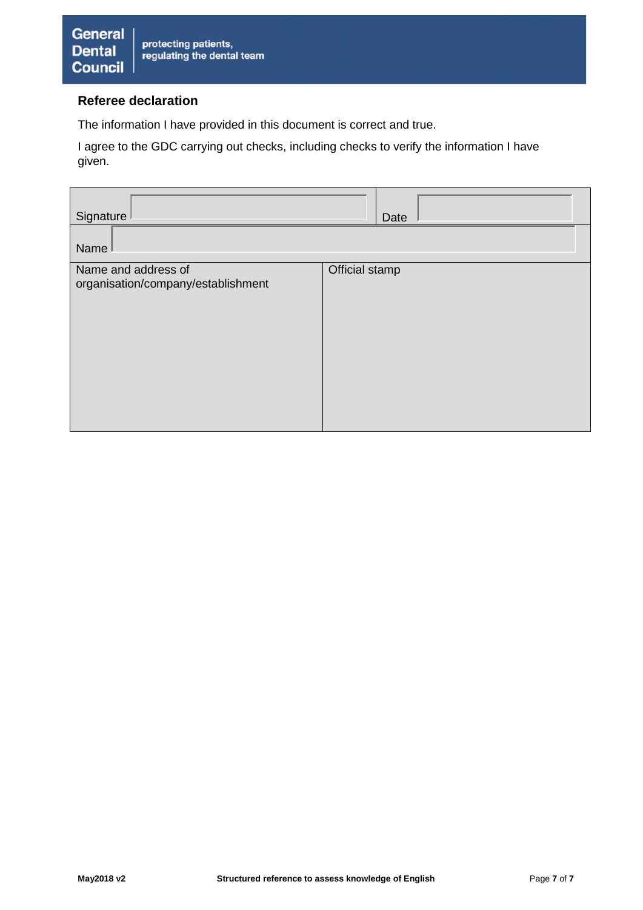## Referee declaration

The information I have provided in this document is correct and true.

I agree to the GDC carrying out checks, including checks to verify the information I have given.

| | |
|---|---|
| Signature | Date |
| Name | |
| Name and address of organisation/company/establishment | Official stamp |